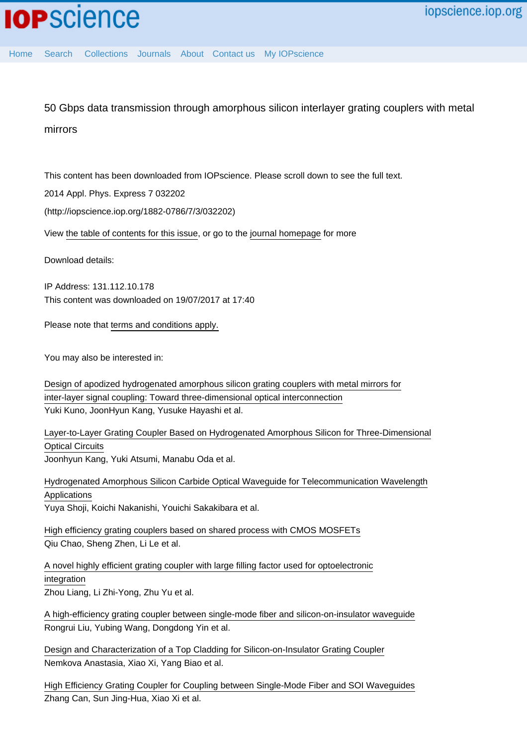# 50 Gbps data transmission through amorphous silicon interlayer grating couplers with metal mirrors

This content has been downloaded from IOPscience. Please scroll down to see the full text.

2014 Appl. Phys. Express 7 032202

(http://iopscience.iop.org/1882-0786/7/3/032202)

View the table of contents for this issue, or go to the journal homepage for more

Download details:

IP Address: 131.112.10.178

This content was downloaded on 19/07/2017 at 17:40

Please note that terms and conditions apply.

You may also be interested in:

Design of apodized hydrogenated amorphous silicon grating couplers with metal mirrors for inter-layer signal coupling: Toward three-dimensional optical interconnection
Yuki Kuno, JoonHyun Kang, Yusuke Hayashi et al.

Layer-to-Layer Grating Coupler Based on Hydrogenated Amorphous Silicon for Three-Dimensional Optical Circuits
Joonhyun Kang, Yuki Atsumi, Manabu Oda et al.

Hydrogenated Amorphous Silicon Carbide Optical Waveguide for Telecommunication Wavelength Applications
Yuya Shoji, Koichi Nakanishi, Youichi Sakakibara et al.

High efficiency grating couplers based on shared process with CMOS MOSFETs
Qiu Chao, Sheng Zhen, Li Le et al.

A novel highly efficient grating coupler with large filling factor used for optoelectronic integration
Zhou Liang, Li Zhi-Yong, Zhu Yu et al.

A high-efficiency grating coupler between single-mode fiber and silicon-on-insulator waveguide
Rongrui Liu, Yubing Wang, Dongdong Yin et al.

Design and Characterization of a Top Cladding for Silicon-on-Insulator Grating Coupler
Nemkova Anastasia, Xiao Xi, Yang Biao et al.

High Efficiency Grating Coupler for Coupling between Single-Mode Fiber and SOI Waveguides
Zhang Can, Sun Jing-Hua, Xiao Xi et al.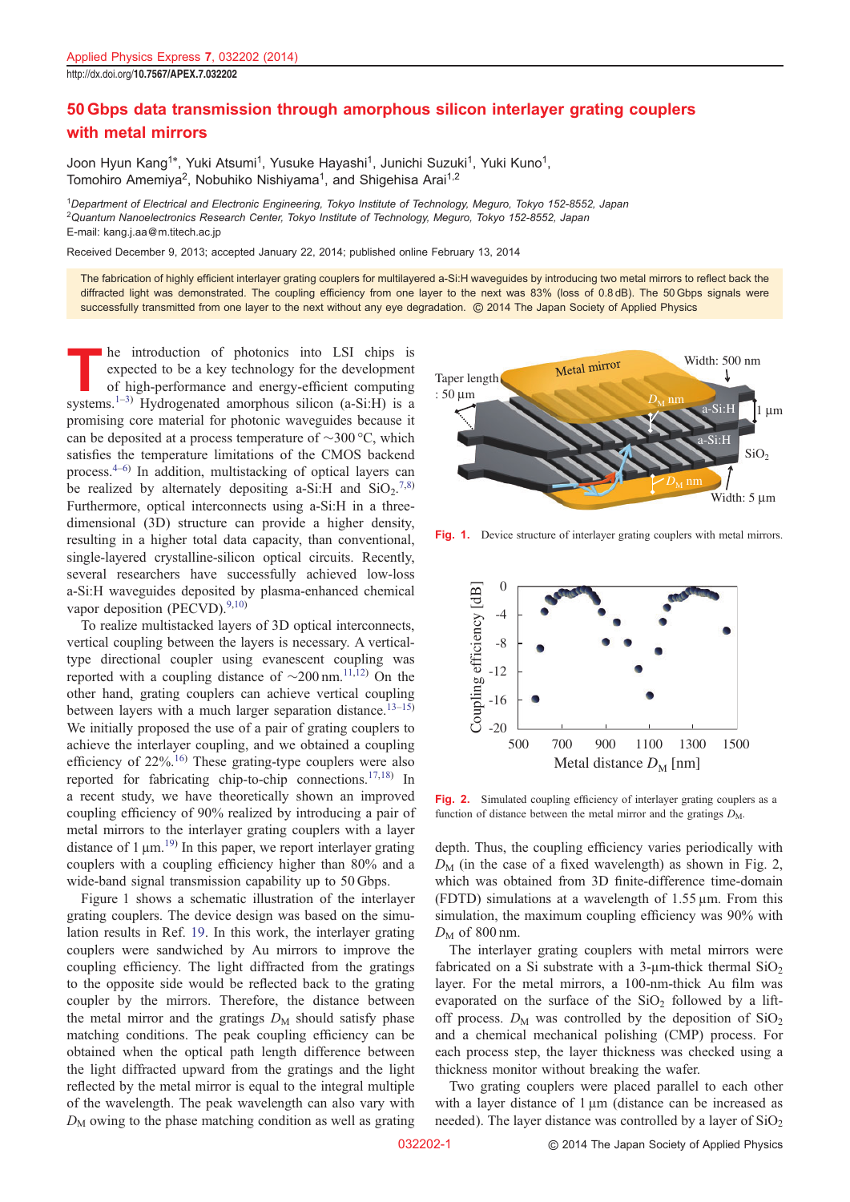Applied Physics Express **7**, 032202 (2014)

http://dx.doi.org/**10.7567/APEX.7.032202**

# 50 Gbps data transmission through amorphous silicon interlayer grating couplers with metal mirrors

Joon Hyun Kang[1*], Yuki Atsumi[1], Yusuke Hayashi[1], Junichi Suzuki[1], Yuki Kuno[1], Tomohiro Amemiya[2], Nobuhiko Nishiyama[1], and Shigehisa Arai[1,2]

[1]*Department of Electrical and Electronic Engineering, Tokyo Institute of Technology, Meguro, Tokyo 152-8552, Japan*
[2]*Quantum Nanoelectronics Research Center, Tokyo Institute of Technology, Meguro, Tokyo 152-8552, Japan*
E-mail: kang.j.aa@m.titech.ac.jp

Received December 9, 2013; accepted January 22, 2014; published online February 13, 2014

The fabrication of highly efficient interlayer grating couplers for multilayered a-Si:H waveguides by introducing two metal mirrors to reflect back the diffracted light was demonstrated. The coupling efficiency from one layer to the next was 83% (loss of 0.8 dB). The 50 Gbps signals were successfully transmitted from one layer to the next without any eye degradation. © 2014 The Japan Society of Applied Physics

The introduction of photonics into LSI chips is expected to be a key technology for the development of high-performance and energy-efficient computing systems.[1–3] Hydrogenated amorphous silicon (a-Si:H) is a promising core material for photonic waveguides because it can be deposited at a process temperature of ~300 °C, which satisfies the temperature limitations of the CMOS backend process.[4–6] In addition, multistacking of optical layers can be realized by alternately depositing a-Si:H and $SiO_2$.[7,8] Furthermore, optical interconnects using a-Si:H in a three-dimensional (3D) structure can provide a higher density, resulting in a higher total data capacity, than conventional, single-layered crystalline-silicon optical circuits. Recently, several researchers have successfully achieved low-loss a-Si:H waveguides deposited by plasma-enhanced chemical vapor deposition (PECVD).[9,10]

To realize multistacked layers of 3D optical interconnects, vertical coupling between the layers is necessary. A vertical-type directional coupler using evanescent coupling was reported with a coupling distance of ~200 nm.[11,12] On the other hand, grating couplers can achieve vertical coupling between layers with a much larger separation distance.[13–15] We initially proposed the use of a pair of grating couplers to achieve the interlayer coupling, and we obtained a coupling efficiency of 22%.[16] These grating-type couplers were also reported for fabricating chip-to-chip connections.[17,18] In a recent study, we have theoretically shown an improved coupling efficiency of 90% realized by introducing a pair of metal mirrors to the interlayer grating couplers with a layer distance of 1 µm.[19] In this paper, we report interlayer grating couplers with a coupling efficiency higher than 80% and a wide-band signal transmission capability up to 50 Gbps.

Figure 1 shows a schematic illustration of the interlayer grating couplers. The device design was based on the simulation results in Ref. 19. In this work, the interlayer grating couplers were sandwiched by Au mirrors to improve the coupling efficiency. The light diffracted from the gratings to the opposite side would be reflected back to the grating coupler by the mirrors. Therefore, the distance between the metal mirror and the gratings $D_M$ should satisfy phase matching conditions. The peak coupling efficiency can be obtained when the optical path length difference between the light diffracted upward from the gratings and the light reflected by the metal mirror is equal to the integral multiple of the wavelength. The peak wavelength can also vary with $D_M$ owing to the phase matching condition as well as grating depth. Thus, the coupling efficiency varies periodically with $D_M$ (in the case of a fixed wavelength) as shown in Fig. 2, which was obtained from 3D finite-difference time-domain (FDTD) simulations at a wavelength of 1.55 µm. From this simulation, the maximum coupling efficiency was 90% with $D_M$ of 800 nm.

**Fig. 1.** Device structure of interlayer grating couplers with metal mirrors.

**Fig. 2.** Simulated coupling efficiency of interlayer grating couplers as a function of distance between the metal mirror and the gratings $D_M$.

The interlayer grating couplers with metal mirrors were fabricated on a Si substrate with a 3-µm-thick thermal $SiO_2$ layer. For the metal mirrors, a 100-nm-thick Au film was evaporated on the surface of the $SiO_2$ followed by a lift-off process. $D_M$ was controlled by the deposition of $SiO_2$ and a chemical mechanical polishing (CMP) process. For each process step, the layer thickness was checked using a thickness monitor without breaking the wafer.

Two grating couplers were placed parallel to each other with a layer distance of 1 µm (distance can be increased as needed). The layer distance was controlled by a layer of $SiO_2$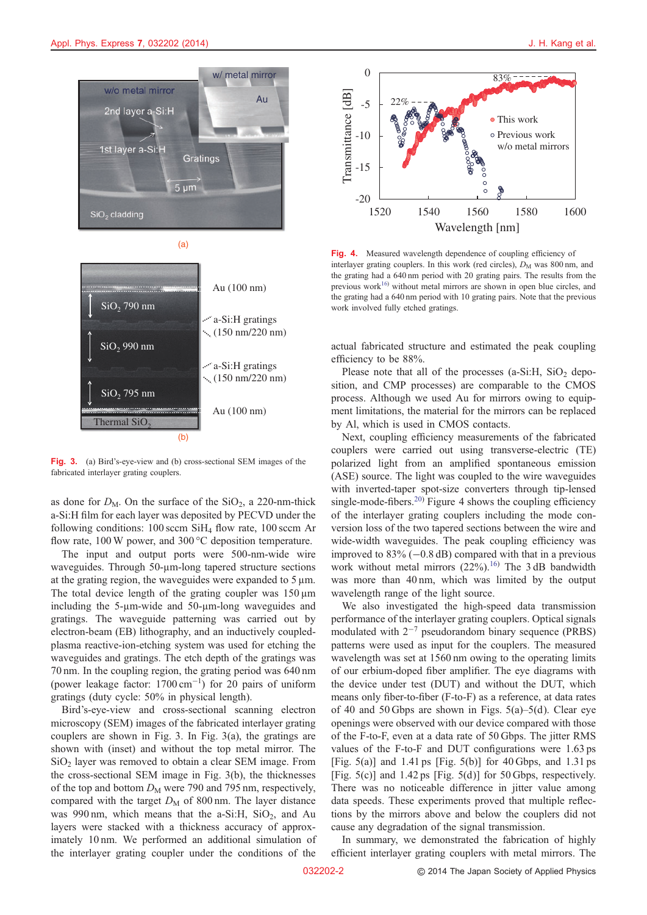Fig. 3. (a) Bird's-eye-view and (b) cross-sectional SEM images of the fabricated interlayer grating couplers.

as done for $D_M$. On the surface of the $SiO_2$, a 220-nm-thick a-Si:H film for each layer was deposited by PECVD under the following conditions: 100 sccm $SiH_4$ flow rate, 100 sccm Ar flow rate, 100 W power, and 300 °C deposition temperature.

The input and output ports were 500-nm-wide wire waveguides. Through 50-µm-long tapered structure sections at the grating region, the waveguides were expanded to 5 µm. The total device length of the grating coupler was 150 µm including the 5-µm-wide and 50-µm-long waveguides and gratings. The waveguide patterning was carried out by electron-beam (EB) lithography, and an inductively coupled-plasma reactive-ion-etching system was used for etching the waveguides and gratings. The etch depth of the gratings was 70 nm. In the coupling region, the grating period was 640 nm (power leakage factor: 1700 $cm^{-1}$) for 20 pairs of uniform gratings (duty cycle: 50% in physical length).

Bird's-eye-view and cross-sectional scanning electron microscopy (SEM) images of the fabricated interlayer grating couplers are shown in Fig. 3. In Fig. 3(a), the gratings are shown with (inset) and without the top metal mirror. The $SiO_2$ layer was removed to obtain a clear SEM image. From the cross-sectional SEM image in Fig. 3(b), the thicknesses of the top and bottom $D_M$ were 790 and 795 nm, respectively, compared with the target $D_M$ of 800 nm. The layer distance was 990 nm, which means that the a-Si:H, $SiO_2$, and Au layers were stacked with a thickness accuracy of approximately 10 nm. We performed an additional simulation of the interlayer grating coupler under the conditions of the actual fabricated structure and estimated the peak coupling efficiency to be 88%.

Fig. 4. Measured wavelength dependence of coupling efficiency of interlayer grating couplers. In this work (red circles), $D_M$ was 800 nm, and the grating had a 640 nm period with 20 grating pairs. The results from the previous work[16] without metal mirrors are shown in open blue circles, and the grating had a 640 nm period with 10 grating pairs. Note that the previous work involved fully etched gratings.

Please note that all of the processes (a-Si:H, $SiO_2$ deposition, and CMP processes) are comparable to the CMOS process. Although we used Au for mirrors owing to equipment limitations, the material for the mirrors can be replaced by Al, which is used in CMOS contacts.

Next, coupling efficiency measurements of the fabricated couplers were carried out using transverse-electric (TE) polarized light from an amplified spontaneous emission (ASE) source. The light was coupled to the wire waveguides with inverted-taper spot-size converters through tip-lensed single-mode-fibers.[20] Figure 4 shows the coupling efficiency of the interlayer grating couplers including the mode conversion loss of the two tapered sections between the wire and wide-width waveguides. The peak coupling efficiency was improved to 83% (−0.8 dB) compared with that in a previous work without metal mirrors (22%).[16] The 3 dB bandwidth was more than 40 nm, which was limited by the output wavelength range of the light source.

We also investigated the high-speed data transmission performance of the interlayer grating couplers. Optical signals modulated with $2^{-7}$ pseudorandom binary sequence (PRBS) patterns were used as input for the couplers. The measured wavelength was set at 1560 nm owing to the operating limits of our erbium-doped fiber amplifier. The eye diagrams with the device under test (DUT) and without the DUT, which means only fiber-to-fiber (F-to-F) as a reference, at data rates of 40 and 50 Gbps are shown in Figs. 5(a)–5(d). Clear eye openings were observed with our device compared with those of the F-to-F, even at a data rate of 50 Gbps. The jitter RMS values of the F-to-F and DUT configurations were 1.63 ps [Fig. 5(a)] and 1.41 ps [Fig. 5(b)] for 40 Gbps, and 1.31 ps [Fig. 5(c)] and 1.42 ps [Fig. 5(d)] for 50 Gbps, respectively. There was no noticeable difference in jitter value among data speeds. These experiments proved that multiple reflections by the mirrors above and below the couplers did not cause any degradation of the signal transmission.

In summary, we demonstrated the fabrication of highly efficient interlayer grating couplers with metal mirrors. The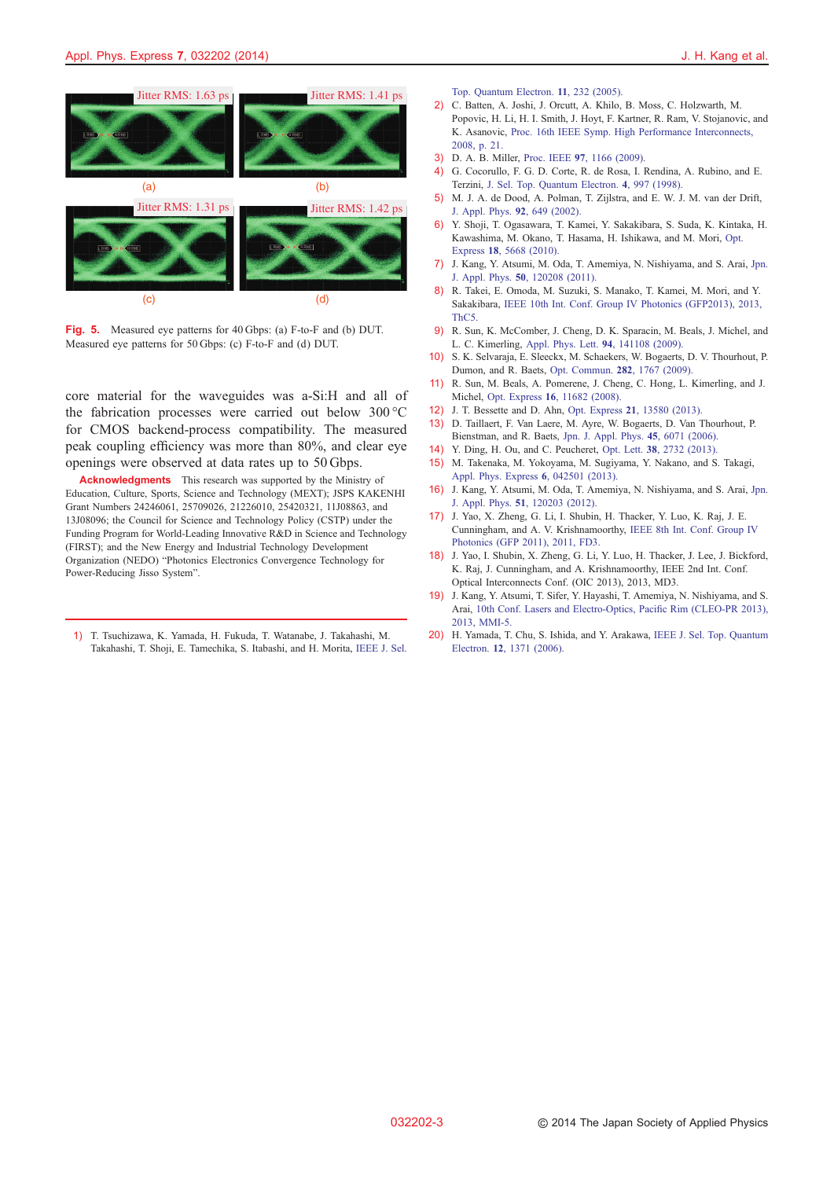Jitter RMS: 1.63 ps

(a)

Jitter RMS: 1.41 ps

(b)

Jitter RMS: 1.31 ps

(c)

Jitter RMS: 1.42 ps

(d)

**Fig. 5.** Measured eye patterns for 40 Gbps: (a) F-to-F and (b) DUT. Measured eye patterns for 50 Gbps: (c) F-to-F and (d) DUT.

core material for the waveguides was a-Si:H and all of the fabrication processes were carried out below 300 °C for CMOS backend-process compatibility. The measured peak coupling efficiency was more than 80%, and clear eye openings were observed at data rates up to 50 Gbps.

**Acknowledgments** This research was supported by the Ministry of Education, Culture, Sports, Science and Technology (MEXT); JSPS KAKENHI Grant Numbers 24246061, 25709026, 21226010, 25420321, 11J08863, and 13J08096; the Council for Science and Technology Policy (CSTP) under the Funding Program for World-Leading Innovative R&D in Science and Technology (FIRST); and the New Energy and Industrial Technology Development Organization (NEDO) "Photonics Electronics Convergence Technology for Power-Reducing Jisso System".

1) T. Tsuchizawa, K. Yamada, H. Fukuda, T. Watanabe, J. Takahashi, M. Takahashi, T. Shoji, E. Tamechika, S. Itabashi, and H. Morita, IEEE J. Sel. Top. Quantum Electron. **11**, 232 (2005).
2) C. Batten, A. Joshi, J. Orcutt, A. Khilo, B. Moss, C. Holzwarth, M. Popovic, H. Li, H. I. Smith, J. Hoyt, F. Kartner, R. Ram, V. Stojanovic, and K. Asanovic, Proc. 16th IEEE Symp. High Performance Interconnects, 2008, p. 21.
3) D. A. B. Miller, Proc. IEEE **97**, 1166 (2009).
4) G. Cocorullo, F. G. D. Corte, R. de Rosa, I. Rendina, A. Rubino, and E. Terzini, J. Sel. Top. Quantum Electron. **4**, 997 (1998).
5) M. J. A. de Dood, A. Polman, T. Zijlstra, and E. W. J. M. van der Drift, J. Appl. Phys. **92**, 649 (2002).
6) Y. Shoji, T. Ogasawara, T. Kamei, Y. Sakakibara, S. Suda, K. Kintaka, H. Kawashima, M. Okano, T. Hasama, H. Ishikawa, and M. Mori, Opt. Express **18**, 5668 (2010).
7) J. Kang, Y. Atsumi, M. Oda, T. Amemiya, N. Nishiyama, and S. Arai, Jpn. J. Appl. Phys. **50**, 120208 (2011).
8) R. Takei, E. Omoda, M. Suzuki, S. Manako, T. Kamei, M. Mori, and Y. Sakakibara, IEEE 10th Int. Conf. Group IV Photonics (GFP2013), 2013, ThC5.
9) R. Sun, K. McComber, J. Cheng, D. K. Sparacin, M. Beals, J. Michel, and L. C. Kimerling, Appl. Phys. Lett. **94**, 141108 (2009).
10) S. K. Selvaraja, E. Sleeckx, M. Schaekers, W. Bogaerts, D. V. Thourhout, P. Dumon, and R. Baets, Opt. Commun. **282**, 1767 (2009).
11) R. Sun, M. Beals, A. Pomerene, J. Cheng, C. Hong, L. Kimerling, and J. Michel, Opt. Express **16**, 11682 (2008).
12) J. T. Bessette and D. Ahn, Opt. Express **21**, 13580 (2013).
13) D. Taillaert, F. Van Laere, M. Ayre, W. Bogaerts, D. Van Thourhout, P. Bienstman, and R. Baets, Jpn. J. Appl. Phys. **45**, 6071 (2006).
14) Y. Ding, H. Ou, and C. Peucheret, Opt. Lett. **38**, 2732 (2013).
15) M. Takenaka, M. Yokoyama, M. Sugiyama, Y. Nakano, and S. Takagi, Appl. Phys. Express **6**, 042501 (2013).
16) J. Kang, Y. Atsumi, M. Oda, T. Amemiya, N. Nishiyama, and S. Arai, Jpn. J. Appl. Phys. **51**, 120203 (2012).
17) J. Yao, X. Zheng, G. Li, I. Shubin, H. Thacker, Y. Luo, K. Raj, J. E. Cunningham, and A. V. Krishnamoorthy, IEEE 8th Int. Conf. Group IV Photonics (GFP 2011), 2011, FD3.
18) J. Yao, I. Shubin, X. Zheng, G. Li, Y. Luo, H. Thacker, J. Lee, J. Bickford, K. Raj, J. Cunningham, and A. Krishnamoorthy, IEEE 2nd Int. Conf. Optical Interconnects Conf. (OIC 2013), 2013, MD3.
19) J. Kang, Y. Atsumi, T. Sifer, Y. Hayashi, T. Amemiya, N. Nishiyama, and S. Arai, 10th Conf. Lasers and Electro-Optics, Pacific Rim (CLEO-PR 2013), 2013, MMI-5.
20) H. Yamada, T. Chu, S. Ishida, and Y. Arakawa, IEEE J. Sel. Top. Quantum Electron. **12**, 1371 (2006).